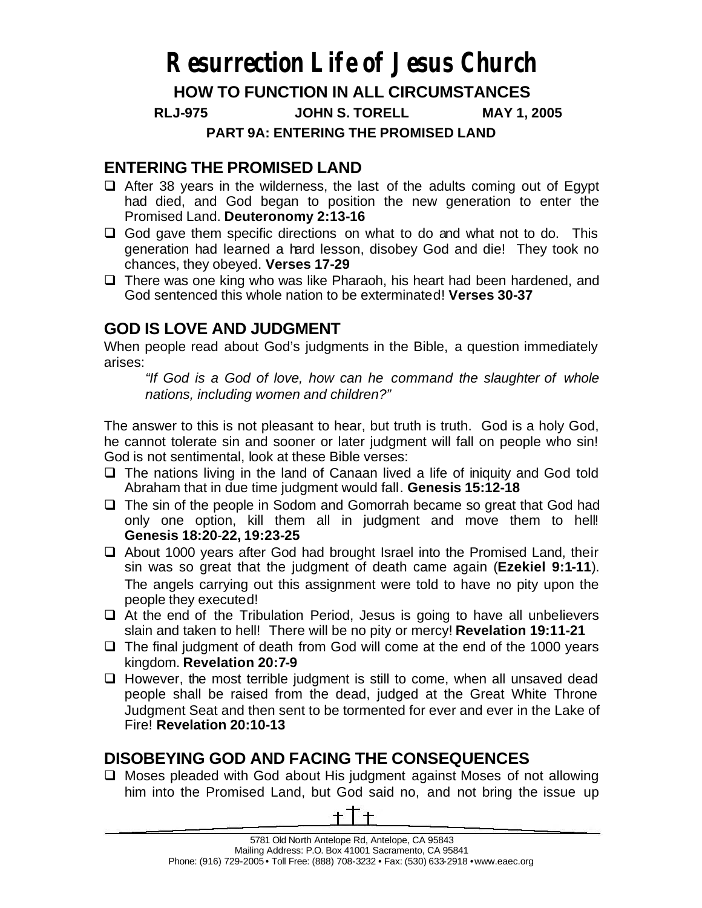# Resurrection Life of Jesus Church

## HOW TO FUNCTION IN ALL CIRCUMSTANCES

**RLJ-975 JOHN S. TORELL MAY 1, 2005**

**PART 9A: ENTERING THE PROMISED LAND**

## ENTERING THE PROMISED LAND

- After 38 years in the wilderness, the last of the adults coming out of Egypt had died, and God began to position the new generation to enter the Promised Land. **Deuteronomy 2:13-16**
- God gave them specific directions on what to do and what not to do. This generation had learned a hard lesson, disobey God and die! They took no chances, they obeyed. **Verses 17-29**
- There was one king who was like Pharaoh, his heart had been hardened, and God sentenced this whole nation to be exterminated! **Verses 30-37**

## GOD IS LOVE AND JUDGMENT

When people read about God's judgments in the Bible, a question immediately arises:

> *"If God is a God of love, how can he command the slaughter of whole nations, including women and children?"*

The answer to this is not pleasant to hear, but truth is truth. God is a holy God, he cannot tolerate sin and sooner or later judgment will fall on people who sin! God is not sentimental, look at these Bible verses:

- The nations living in the land of Canaan lived a life of iniquity and God told Abraham that in due time judgment would fall. **Genesis 15:12-18**
- The sin of the people in Sodom and Gomorrah became so great that God had only one option, kill them all in judgment and move them to hell! **Genesis 18:20-22, 19:23-25**
- About 1000 years after God had brought Israel into the Promised Land, their sin was so great that the judgment of death came again (**Ezekiel 9:1-11**). The angels carrying out this assignment were told to have no pity upon the people they executed!
- At the end of the Tribulation Period, Jesus is going to have all unbelievers slain and taken to hell! There will be no pity or mercy! **Revelation 19:11-21**
- The final judgment of death from God will come at the end of the 1000 years kingdom. **Revelation 20:7-9**
- However, the most terrible judgment is still to come, when all unsaved dead people shall be raised from the dead, judged at the Great White Throne Judgment Seat and then sent to be tormented for ever and ever in the Lake of Fire! **Revelation 20:10-13**

## DISOBEYING GOD AND FACING THE CONSEQUENCES

- Moses pleaded with God about His judgment against Moses of not allowing him into the Promised Land, but God said no, and not bring the issue up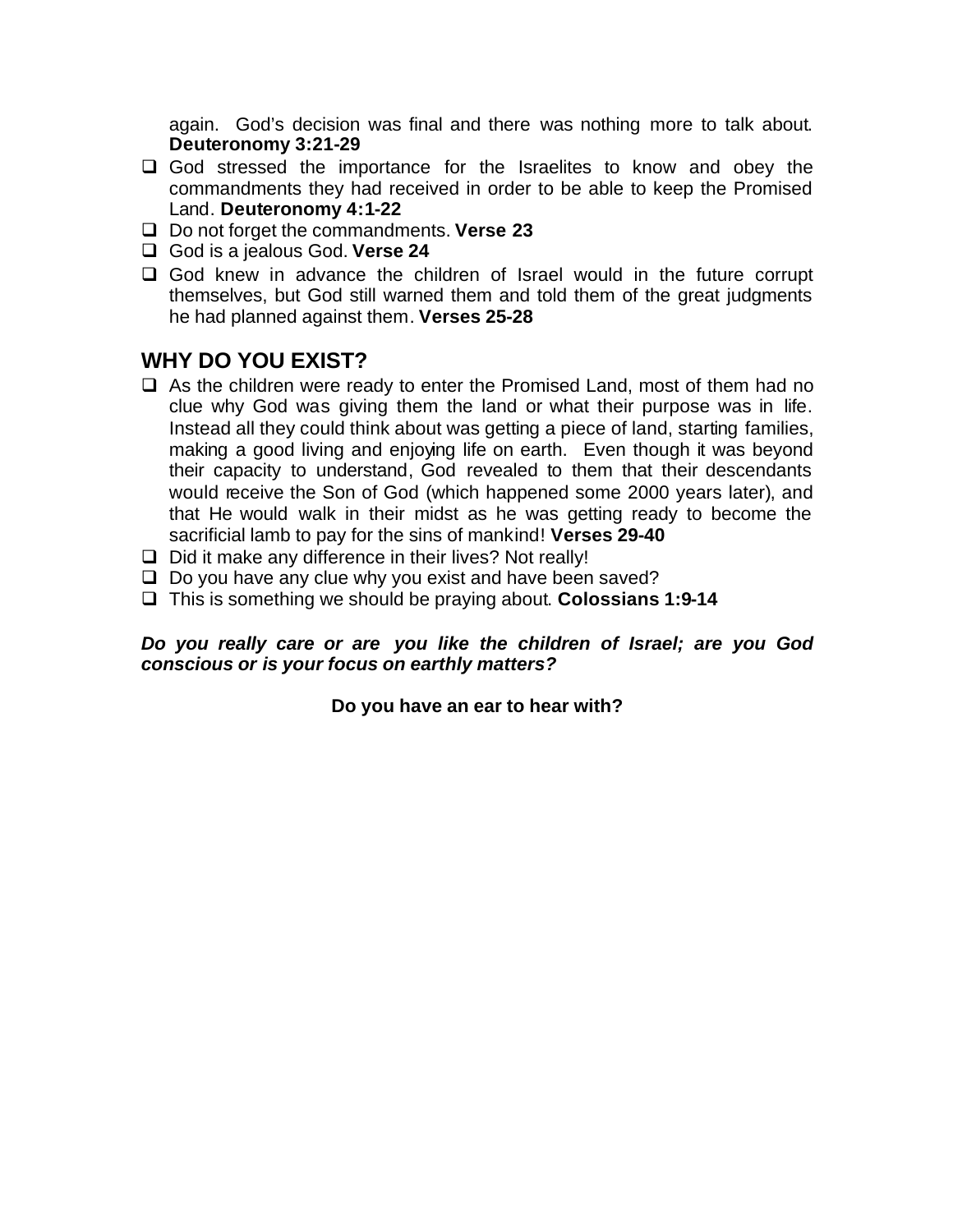again. God's decision was final and there was nothing more to talk about. **Deuteronomy 3:21-29**

- God stressed the importance for the Israelites to know and obey the commandments they had received in order to be able to keep the Promised Land. **Deuteronomy 4:1-22**
- Do not forget the commandments. **Verse 23**
- God is a jealous God. **Verse 24**
- God knew in advance the children of Israel would in the future corrupt themselves, but God still warned them and told them of the great judgments he had planned against them. **Verses 25-28**

## WHY DO YOU EXIST?

- As the children were ready to enter the Promised Land, most of them had no clue why God was giving them the land or what their purpose was in life. Instead all they could think about was getting a piece of land, starting families, making a good living and enjoying life on earth. Even though it was beyond their capacity to understand, God revealed to them that their descendants would receive the Son of God (which happened some 2000 years later), and that He would walk in their midst as he was getting ready to become the sacrificial lamb to pay for the sins of mankind! **Verses 29-40**
- Did it make any difference in their lives? Not really!
- Do you have any clue why you exist and have been saved?
- This is something we should be praying about. **Colossians 1:9-14**

***Do you really care or are you like the children of Israel; are you God conscious or is your focus on earthly matters?***

**Do you have an ear to hear with?**